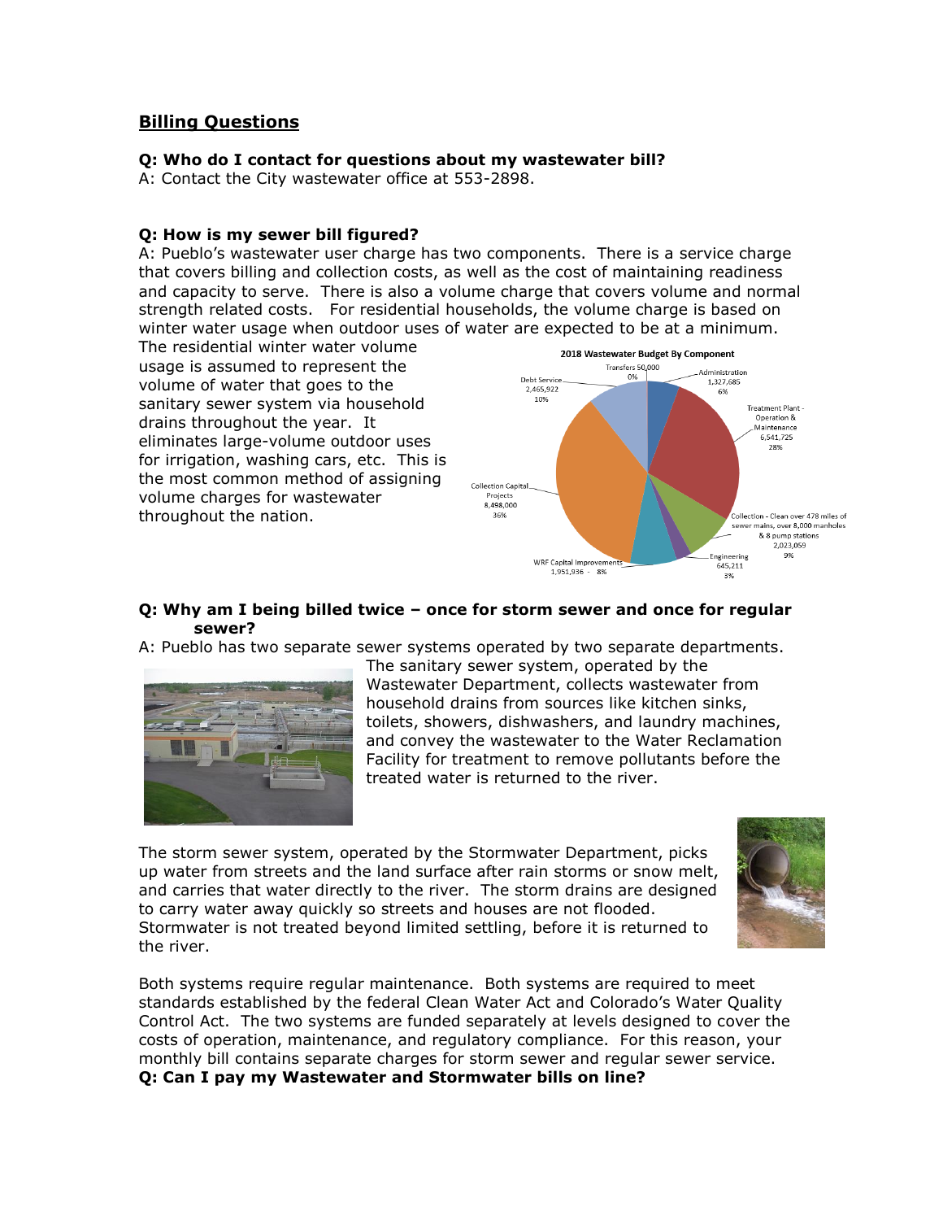## Billing Questions

**Q: Who do I contact for questions about my wastewater bill?**
A: Contact the City wastewater office at 553-2898.

**Q: How is my sewer bill figured?**
A: Pueblo's wastewater user charge has two components. There is a service charge that covers billing and collection costs, as well as the cost of maintaining readiness and capacity to serve. There is also a volume charge that covers volume and normal strength related costs. For residential households, the volume charge is based on winter water usage when outdoor uses of water are expected to be at a minimum. The residential winter water volume usage is assumed to represent the volume of water that goes to the sanitary sewer system via household drains throughout the year. It eliminates large-volume outdoor uses for irrigation, washing cars, etc. This is the most common method of assigning volume charges for wastewater throughout the nation.

**2018 Wastewater Budget By Component**

| Component | Amount | Percent |
|---|---|---|
| Transfers | 50,000 | 0% |
| Administration | 1,327,685 | 6% |
| Treatment Plant - Operation & Maintenance | 6,541,725 | 28% |
| Collection - Clean over 478 miles of sewer mains, over 8,000 manholes & 8 pump stations | 2,023,059 | 9% |
| Engineering | 645,211 | 3% |
| WRF Capital Improvements | 1,951,936 | 8% |
| Collection Capital Projects | 8,498,000 | 36% |
| Debt Service | 2,465,922 | 10% |

**Q: Why am I being billed twice – once for storm sewer and once for regular sewer?**
A: Pueblo has two separate sewer systems operated by two separate departments. The sanitary sewer system, operated by the Wastewater Department, collects wastewater from household drains from sources like kitchen sinks, toilets, showers, dishwashers, and laundry machines, and convey the wastewater to the Water Reclamation Facility for treatment to remove pollutants before the treated water is returned to the river.

The storm sewer system, operated by the Stormwater Department, picks up water from streets and the land surface after rain storms or snow melt, and carries that water directly to the river. The storm drains are designed to carry water away quickly so streets and houses are not flooded. Stormwater is not treated beyond limited settling, before it is returned to the river.

Both systems require regular maintenance. Both systems are required to meet standards established by the federal Clean Water Act and Colorado's Water Quality Control Act. The two systems are funded separately at levels designed to cover the costs of operation, maintenance, and regulatory compliance. For this reason, your monthly bill contains separate charges for storm sewer and regular sewer service.

**Q: Can I pay my Wastewater and Stormwater bills on line?**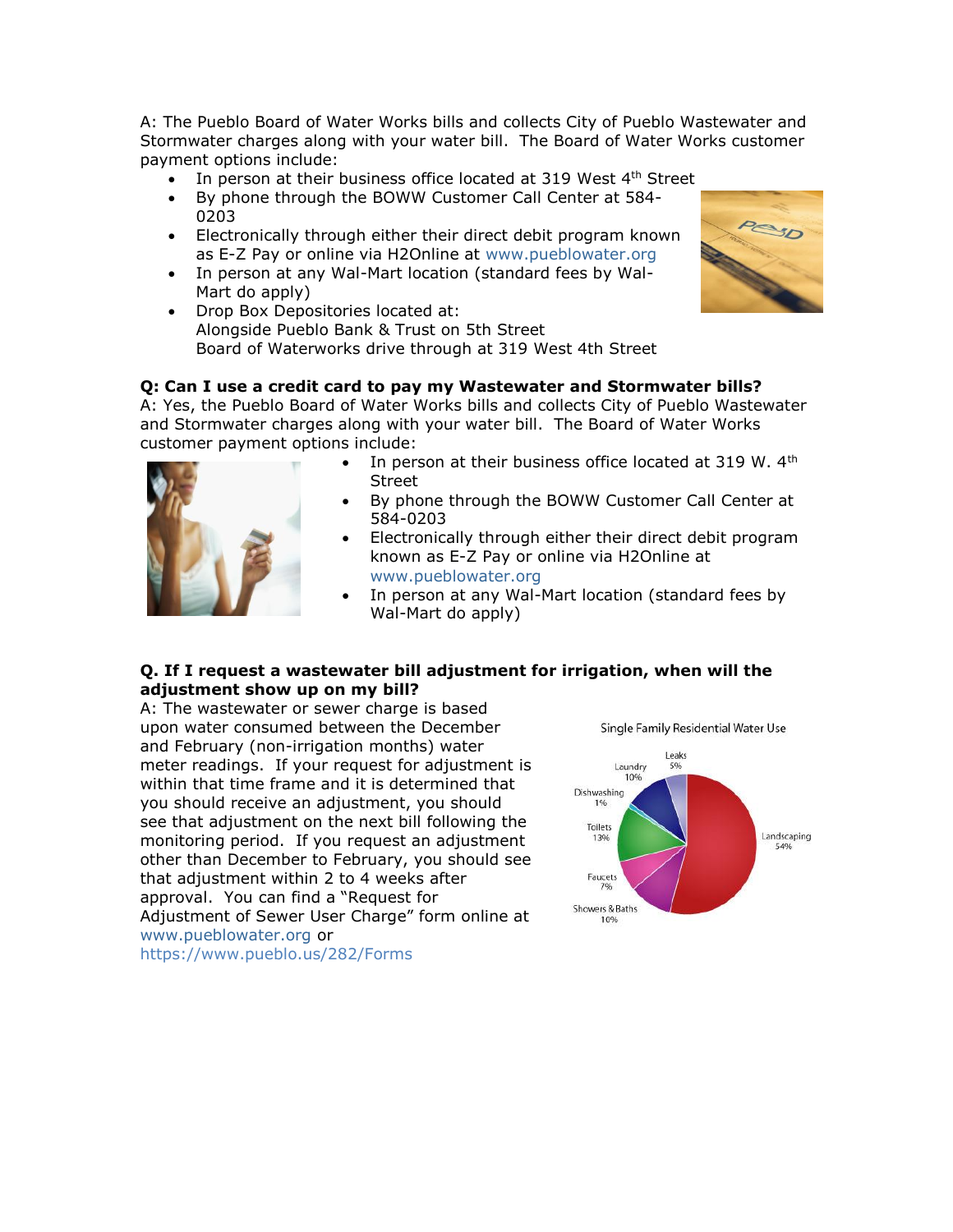A: The Pueblo Board of Water Works bills and collects City of Pueblo Wastewater and Stormwater charges along with your water bill. The Board of Water Works customer payment options include:

- In person at their business office located at 319 West 4th Street
- By phone through the BOWW Customer Call Center at 584-0203
- Electronically through either their direct debit program known as E-Z Pay or online via H2Online at www.pueblowater.org
- In person at any Wal-Mart location (standard fees by Wal-Mart do apply)
- Drop Box Depositories located at:
  Alongside Pueblo Bank & Trust on 5th Street
  Board of Waterworks drive through at 319 West 4th Street

**Q: Can I use a credit card to pay my Wastewater and Stormwater bills?**

A: Yes, the Pueblo Board of Water Works bills and collects City of Pueblo Wastewater and Stormwater charges along with your water bill. The Board of Water Works customer payment options include:

- In person at their business office located at 319 W. 4th Street
- By phone through the BOWW Customer Call Center at 584-0203
- Electronically through either their direct debit program known as E-Z Pay or online via H2Online at www.pueblowater.org
- In person at any Wal-Mart location (standard fees by Wal-Mart do apply)

**Q. If I request a wastewater bill adjustment for irrigation, when will the adjustment show up on my bill?**

A: The wastewater or sewer charge is based upon water consumed between the December and February (non-irrigation months) water meter readings. If your request for adjustment is within that time frame and it is determined that you should receive an adjustment, you should see that adjustment on the next bill following the monitoring period. If you request an adjustment other than December to February, you should see that adjustment within 2 to 4 weeks after approval. You can find a "Request for Adjustment of Sewer User Charge" form online at www.pueblowater.org or https://www.pueblo.us/282/Forms

Single Family Residential Water Use

Leaks 5%
Laundry 10%
Dishwashing 1%
Toilets 13%
Faucets 7%
Showers & Baths 10%
Landscaping 54%